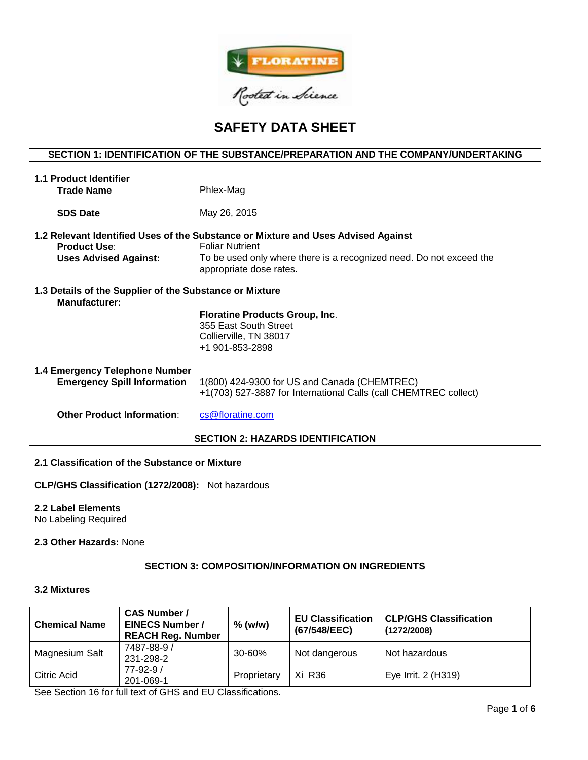FLORATINE

Rooted in Science

# SAFETY DATA SHEET

## SECTION 1: IDENTIFICATION OF THE SUBSTANCE/PREPARATION AND THE COMPANY/UNDERTAKING

**1.1 Product Identifier**

**Trade Name** Phlex-Mag

**SDS Date** May 26, 2015

**1.2 Relevant Identified Uses of the Substance or Mixture and Uses Advised Against**

**Product Use**: Foliar Nutrient

**Uses Advised Against:** To be used only where there is a recognized need. Do not exceed the appropriate dose rates.

**1.3 Details of the Supplier of the Substance or Mixture**

**Manufacturer:**

**Floratine Products Group, Inc**.
355 East South Street
Collierville, TN 38017
+1 901-853-2898

**1.4 Emergency Telephone Number**

**Emergency Spill Information** 1(800) 424-9300 for US and Canada (CHEMTREC)
+1(703) 527-3887 for International Calls (call CHEMTREC collect)

**Other Product Information**: cs@floratine.com

## SECTION 2: HAZARDS IDENTIFICATION

**2.1 Classification of the Substance or Mixture**

**CLP/GHS Classification (1272/2008):** Not hazardous

**2.2 Label Elements**
No Labeling Required

**2.3 Other Hazards:** None

## SECTION 3: COMPOSITION/INFORMATION ON INGREDIENTS

**3.2 Mixtures**

| Chemical Name | CAS Number / EINECS Number / REACH Reg. Number | % (w/w) | EU Classification (67/548/EEC) | CLP/GHS Classification (1272/2008) |
|---|---|---|---|---|
| Magnesium Salt | 7487-88-9 / 231-298-2 | 30-60% | Not dangerous | Not hazardous |
| Citric Acid | 77-92-9 / 201-069-1 | Proprietary | Xi R36 | Eye Irrit. 2 (H319) |

See Section 16 for full text of GHS and EU Classifications.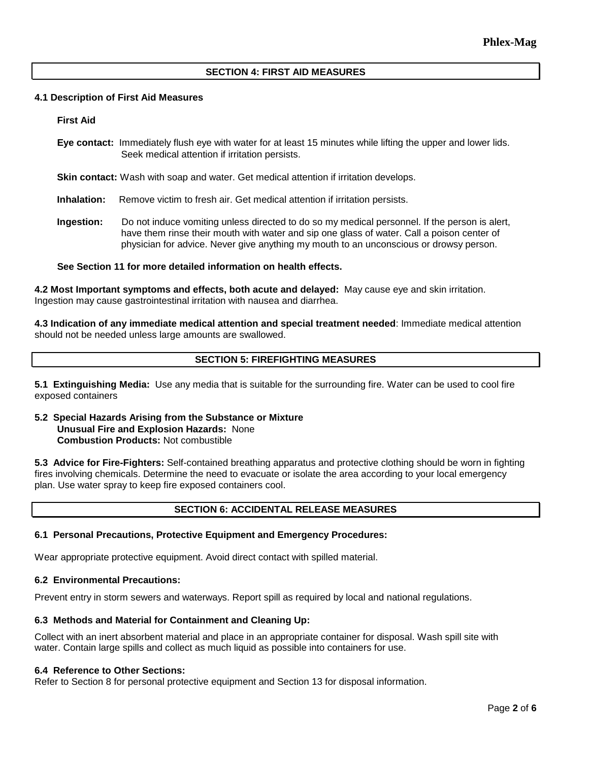## SECTION 4: FIRST AID MEASURES

### 4.1 Description of First Aid Measures

**First Aid**

**Eye contact:** Immediately flush eye with water for at least 15 minutes while lifting the upper and lower lids. Seek medical attention if irritation persists.

**Skin contact:** Wash with soap and water. Get medical attention if irritation develops.

**Inhalation:** Remove victim to fresh air. Get medical attention if irritation persists.

**Ingestion:** Do not induce vomiting unless directed to do so my medical personnel. If the person is alert, have them rinse their mouth with water and sip one glass of water. Call a poison center of physician for advice. Never give anything my mouth to an unconscious or drowsy person.

**See Section 11 for more detailed information on health effects.**

**4.2 Most Important symptoms and effects, both acute and delayed:** May cause eye and skin irritation. Ingestion may cause gastrointestinal irritation with nausea and diarrhea.

**4.3 Indication of any immediate medical attention and special treatment needed**: Immediate medical attention should not be needed unless large amounts are swallowed.

## SECTION 5: FIREFIGHTING MEASURES

**5.1 Extinguishing Media:** Use any media that is suitable for the surrounding fire. Water can be used to cool fire exposed containers

**5.2 Special Hazards Arising from the Substance or Mixture**
**Unusual Fire and Explosion Hazards:** None
**Combustion Products:** Not combustible

**5.3 Advice for Fire-Fighters:** Self-contained breathing apparatus and protective clothing should be worn in fighting fires involving chemicals. Determine the need to evacuate or isolate the area according to your local emergency plan. Use water spray to keep fire exposed containers cool.

## SECTION 6: ACCIDENTAL RELEASE MEASURES

### 6.1 Personal Precautions, Protective Equipment and Emergency Procedures:

Wear appropriate protective equipment. Avoid direct contact with spilled material.

### 6.2 Environmental Precautions:

Prevent entry in storm sewers and waterways. Report spill as required by local and national regulations.

### 6.3 Methods and Material for Containment and Cleaning Up:

Collect with an inert absorbent material and place in an appropriate container for disposal. Wash spill site with water. Contain large spills and collect as much liquid as possible into containers for use.

### 6.4 Reference to Other Sections:

Refer to Section 8 for personal protective equipment and Section 13 for disposal information.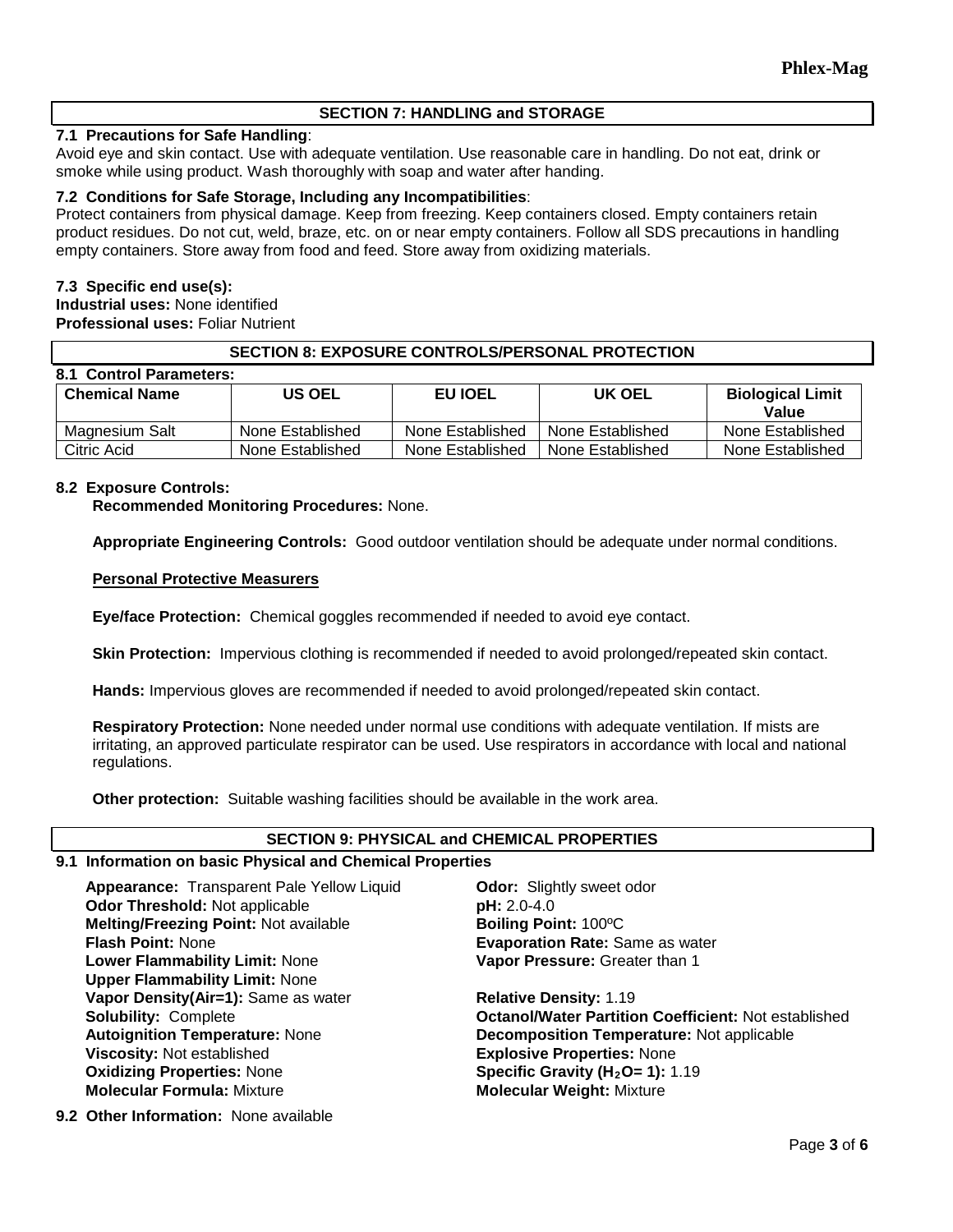## SECTION 7: HANDLING and STORAGE

**7.1 Precautions for Safe Handling**:
Avoid eye and skin contact. Use with adequate ventilation. Use reasonable care in handling. Do not eat, drink or smoke while using product. Wash thoroughly with soap and water after handing.

**7.2 Conditions for Safe Storage, Including any Incompatibilities**:
Protect containers from physical damage. Keep from freezing. Keep containers closed. Empty containers retain product residues. Do not cut, weld, braze, etc. on or near empty containers. Follow all SDS precautions in handling empty containers. Store away from food and feed. Store away from oxidizing materials.

**7.3 Specific end use(s):**
**Industrial uses:** None identified
**Professional uses:** Foliar Nutrient

## SECTION 8: EXPOSURE CONTROLS/PERSONAL PROTECTION

**8.1 Control Parameters:**

| Chemical Name | US OEL | EU IOEL | UK OEL | Biological Limit Value |
|---|---|---|---|---|
| Magnesium Salt | None Established | None Established | None Established | None Established |
| Citric Acid | None Established | None Established | None Established | None Established |

**8.2 Exposure Controls:**

**Recommended Monitoring Procedures:** None.

**Appropriate Engineering Controls:** Good outdoor ventilation should be adequate under normal conditions.

**Personal Protective Measurers**

**Eye/face Protection:** Chemical goggles recommended if needed to avoid eye contact.

**Skin Protection:** Impervious clothing is recommended if needed to avoid prolonged/repeated skin contact.

**Hands:** Impervious gloves are recommended if needed to avoid prolonged/repeated skin contact.

**Respiratory Protection:** None needed under normal use conditions with adequate ventilation. If mists are irritating, an approved particulate respirator can be used. Use respirators in accordance with local and national regulations.

**Other protection:** Suitable washing facilities should be available in the work area.

## SECTION 9: PHYSICAL and CHEMICAL PROPERTIES

**9.1 Information on basic Physical and Chemical Properties**

**Appearance:** Transparent Pale Yellow Liquid
**Odor:** Slightly sweet odor
**Odor Threshold:** Not applicable
**pH:** 2.0-4.0
**Melting/Freezing Point:** Not available
**Boiling Point:** 100ºC
**Flash Point:** None
**Evaporation Rate:** Same as water
**Lower Flammability Limit:** None
**Vapor Pressure:** Greater than 1
**Upper Flammability Limit:** None
**Vapor Density(Air=1):** Same as water
**Relative Density:** 1.19
**Solubility:** Complete
**Octanol/Water Partition Coefficient:** Not established
**Autoignition Temperature:** None
**Decomposition Temperature:** Not applicable
**Viscosity:** Not established
**Explosive Properties:** None
**Oxidizing Properties:** None
**Specific Gravity ($H_2O$= 1):** 1.19
**Molecular Formula:** Mixture
**Molecular Weight:** Mixture

**9.2 Other Information:** None available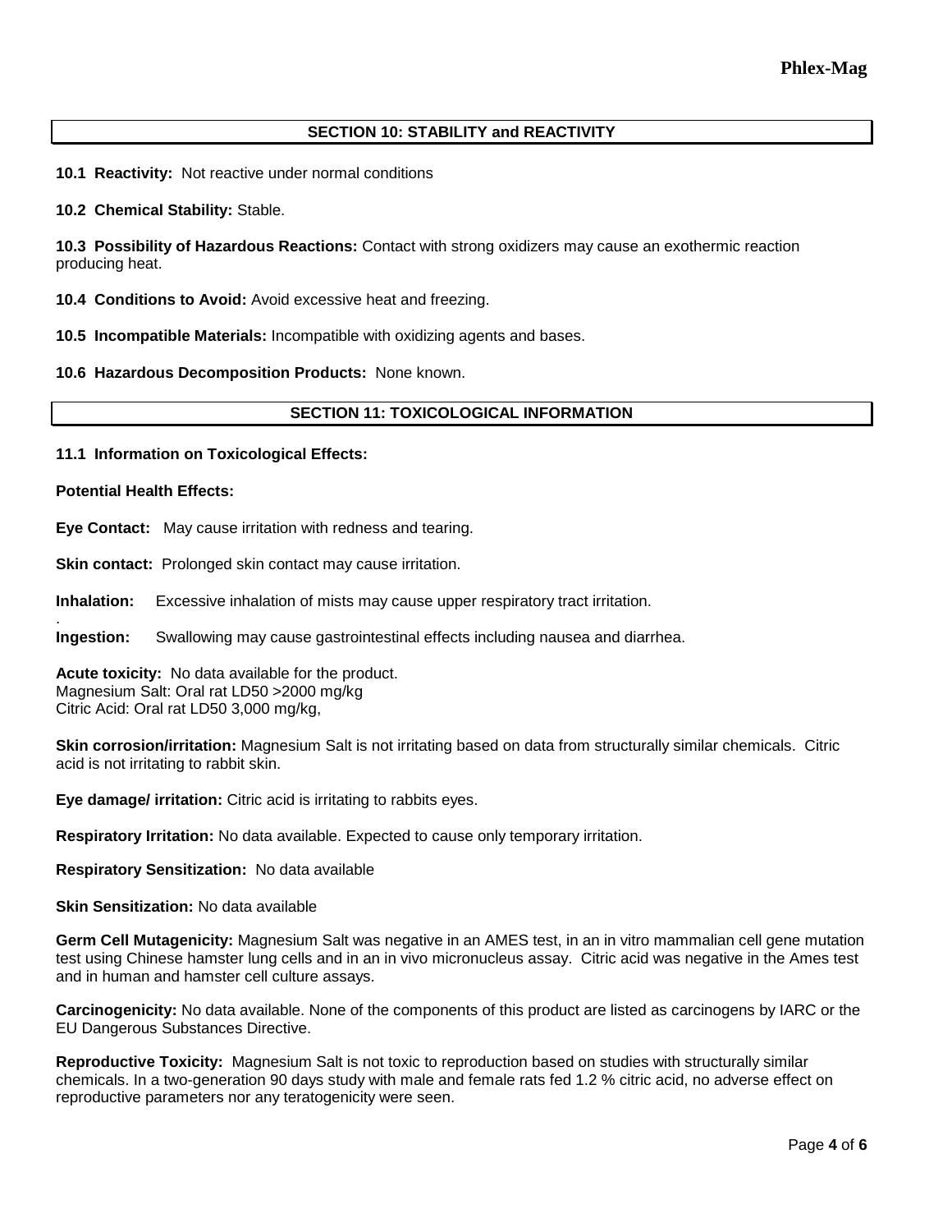## SECTION 10: STABILITY and REACTIVITY

**10.1 Reactivity:** Not reactive under normal conditions

**10.2 Chemical Stability:** Stable.

**10.3 Possibility of Hazardous Reactions:** Contact with strong oxidizers may cause an exothermic reaction producing heat.

**10.4 Conditions to Avoid:** Avoid excessive heat and freezing.

**10.5 Incompatible Materials:** Incompatible with oxidizing agents and bases.

**10.6 Hazardous Decomposition Products:** None known.

## SECTION 11: TOXICOLOGICAL INFORMATION

**11.1 Information on Toxicological Effects:**

**Potential Health Effects:**

**Eye Contact:** May cause irritation with redness and tearing.

**Skin contact:** Prolonged skin contact may cause irritation.

**Inhalation:** Excessive inhalation of mists may cause upper respiratory tract irritation.

**Ingestion:** Swallowing may cause gastrointestinal effects including nausea and diarrhea.

**Acute toxicity:** No data available for the product.
Magnesium Salt: Oral rat LD50 >2000 mg/kg
Citric Acid: Oral rat LD50 3,000 mg/kg,

**Skin corrosion/irritation:** Magnesium Salt is not irritating based on data from structurally similar chemicals. Citric acid is not irritating to rabbit skin.

**Eye damage/ irritation:** Citric acid is irritating to rabbits eyes.

**Respiratory Irritation:** No data available. Expected to cause only temporary irritation.

**Respiratory Sensitization:** No data available

**Skin Sensitization:** No data available

**Germ Cell Mutagenicity:** Magnesium Salt was negative in an AMES test, in an in vitro mammalian cell gene mutation test using Chinese hamster lung cells and in an in vivo micronucleus assay. Citric acid was negative in the Ames test and in human and hamster cell culture assays.

**Carcinogenicity:** No data available. None of the components of this product are listed as carcinogens by IARC or the EU Dangerous Substances Directive.

**Reproductive Toxicity:** Magnesium Salt is not toxic to reproduction based on studies with structurally similar chemicals. In a two-generation 90 days study with male and female rats fed 1.2 % citric acid, no adverse effect on reproductive parameters nor any teratogenicity were seen.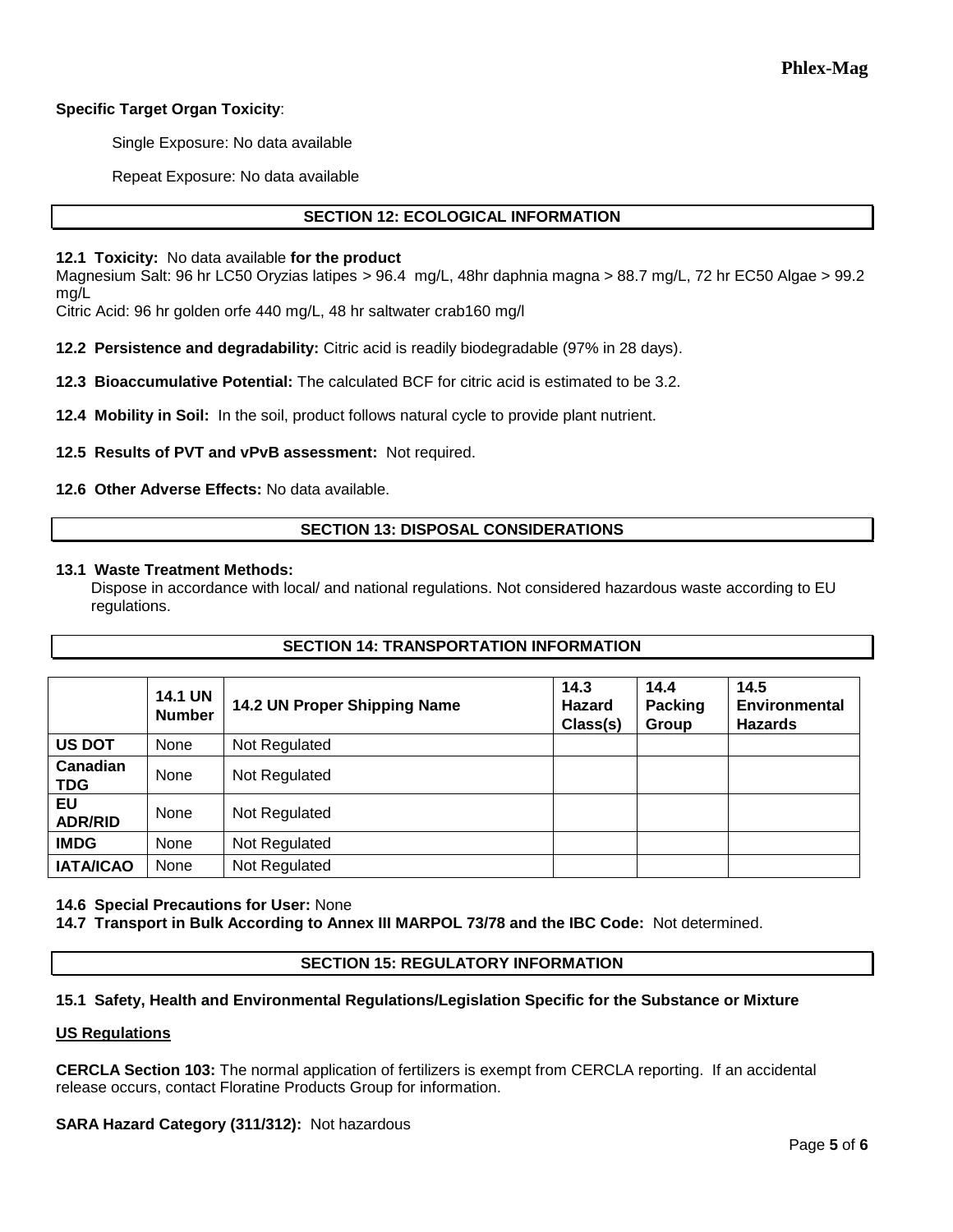**Specific Target Organ Toxicity**:

Single Exposure: No data available

Repeat Exposure: No data available

## SECTION 12: ECOLOGICAL INFORMATION

**12.1 Toxicity:** No data available **for the product**
Magnesium Salt: 96 hr LC50 Oryzias latipes > 96.4 mg/L, 48hr daphnia magna > 88.7 mg/L, 72 hr EC50 Algae > 99.2 mg/L
Citric Acid: 96 hr golden orfe 440 mg/L, 48 hr saltwater crab160 mg/l

**12.2 Persistence and degradability:** Citric acid is readily biodegradable (97% in 28 days).

**12.3 Bioaccumulative Potential:** The calculated BCF for citric acid is estimated to be 3.2.

**12.4 Mobility in Soil:** In the soil, product follows natural cycle to provide plant nutrient.

**12.5 Results of PVT and vPvB assessment:** Not required.

**12.6 Other Adverse Effects:** No data available.

## SECTION 13: DISPOSAL CONSIDERATIONS

**13.1 Waste Treatment Methods:**
Dispose in accordance with local/ and national regulations. Not considered hazardous waste according to EU regulations.

## SECTION 14: TRANSPORTATION INFORMATION

| | 14.1 UN Number | 14.2 UN Proper Shipping Name | 14.3 Hazard Class(s) | 14.4 Packing Group | 14.5 Environmental Hazards |
|---|---|---|---|---|---|
| **US DOT** | None | Not Regulated | | | |
| **Canadian TDG** | None | Not Regulated | | | |
| **EU ADR/RID** | None | Not Regulated | | | |
| **IMDG** | None | Not Regulated | | | |
| **IATA/ICAO** | None | Not Regulated | | | |

**14.6 Special Precautions for User:** None
**14.7 Transport in Bulk According to Annex III MARPOL 73/78 and the IBC Code:** Not determined.

## SECTION 15: REGULATORY INFORMATION

**15.1 Safety, Health and Environmental Regulations/Legislation Specific for the Substance or Mixture**

**US Regulations**

**CERCLA Section 103:** The normal application of fertilizers is exempt from CERCLA reporting. If an accidental release occurs, contact Floratine Products Group for information.

**SARA Hazard Category (311/312):** Not hazardous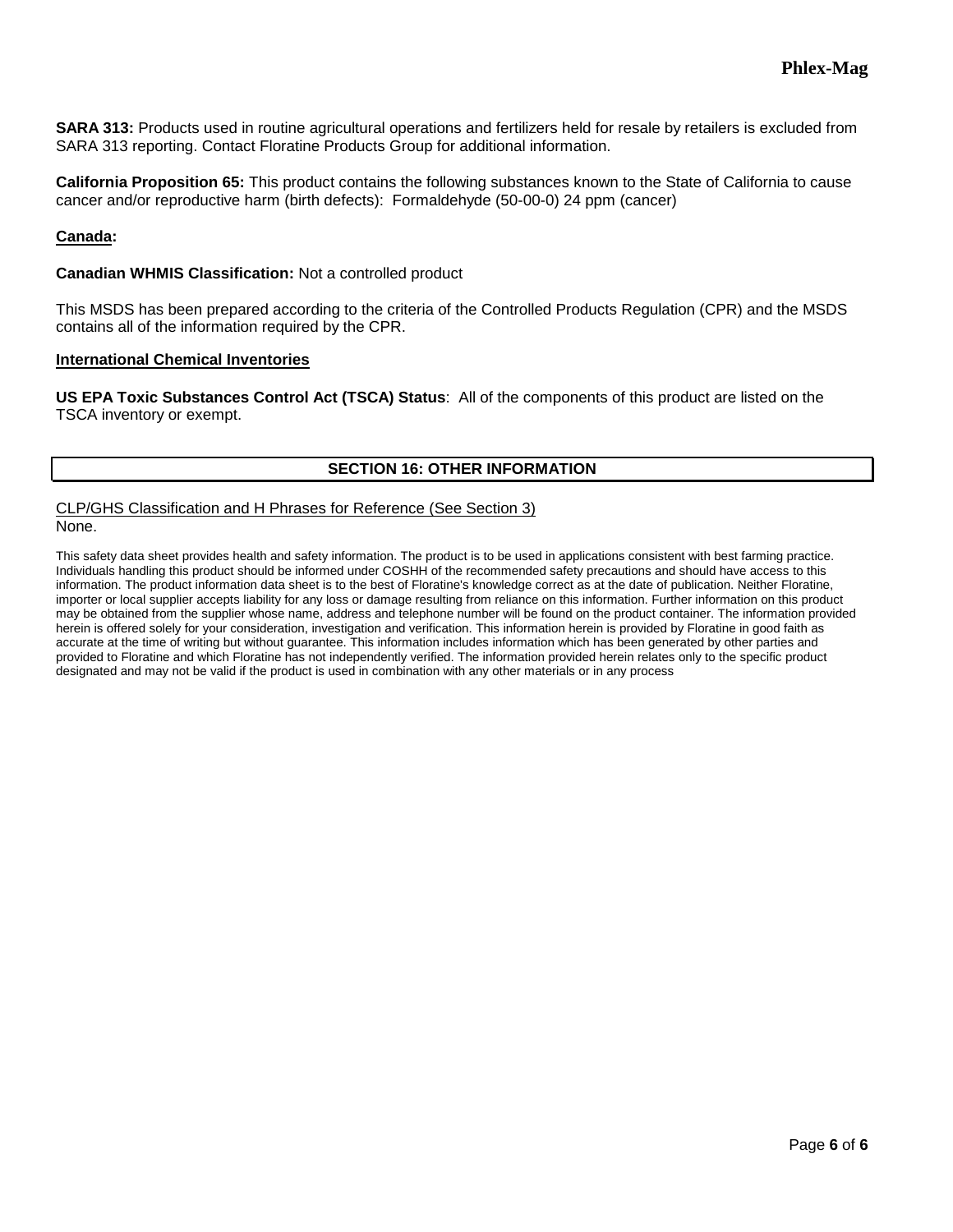**SARA 313:** Products used in routine agricultural operations and fertilizers held for resale by retailers is excluded from SARA 313 reporting. Contact Floratine Products Group for additional information.

**California Proposition 65:** This product contains the following substances known to the State of California to cause cancer and/or reproductive harm (birth defects): Formaldehyde (50-00-0) 24 ppm (cancer)

**Canada:**

**Canadian WHMIS Classification:** Not a controlled product

This MSDS has been prepared according to the criteria of the Controlled Products Regulation (CPR) and the MSDS contains all of the information required by the CPR.

**International Chemical Inventories**

**US EPA Toxic Substances Control Act (TSCA) Status**: All of the components of this product are listed on the TSCA inventory or exempt.

## SECTION 16: OTHER INFORMATION

CLP/GHS Classification and H Phrases for Reference (See Section 3)
None.

This safety data sheet provides health and safety information. The product is to be used in applications consistent with best farming practice. Individuals handling this product should be informed under COSHH of the recommended safety precautions and should have access to this information. The product information data sheet is to the best of Floratine's knowledge correct as at the date of publication. Neither Floratine, importer or local supplier accepts liability for any loss or damage resulting from reliance on this information. Further information on this product may be obtained from the supplier whose name, address and telephone number will be found on the product container. The information provided herein is offered solely for your consideration, investigation and verification. This information herein is provided by Floratine in good faith as accurate at the time of writing but without guarantee. This information includes information which has been generated by other parties and provided to Floratine and which Floratine has not independently verified. The information provided herein relates only to the specific product designated and may not be valid if the product is used in combination with any other materials or in any process